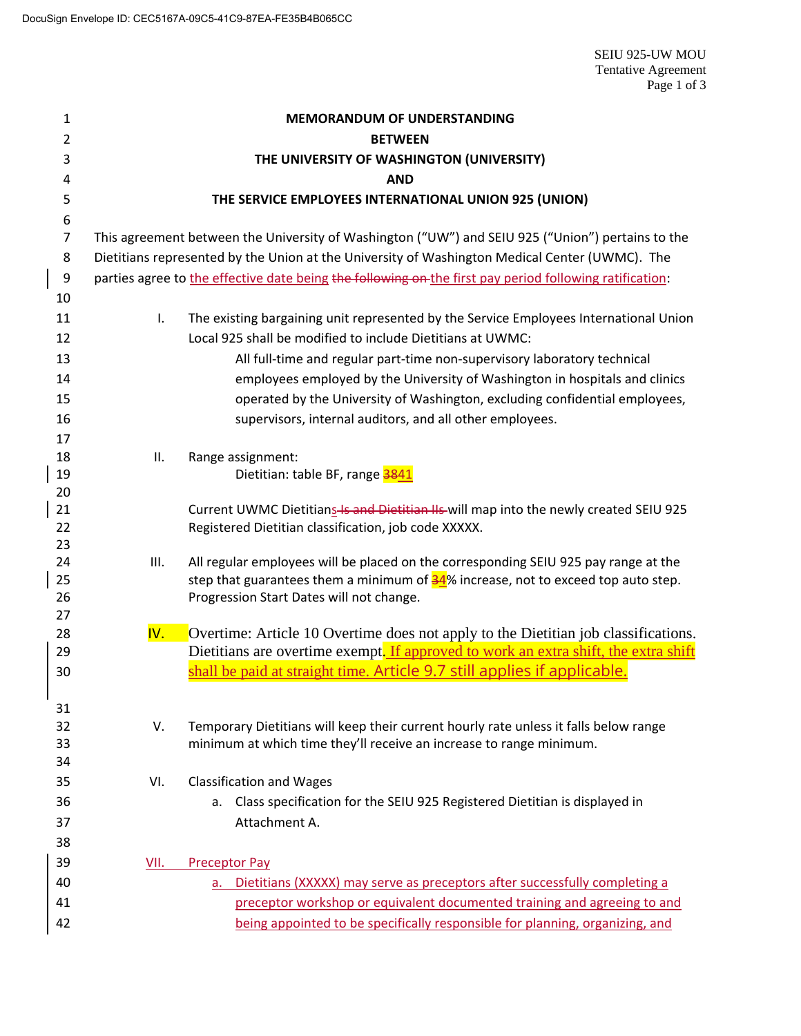**MEMORANDUM OF UNDERSTANDING**

**BETWEEN**

**THE UNIVERSITY OF WASHINGTON (UNIVERSITY)**

**AND**

**THE SERVICE EMPLOYEES INTERNATIONAL UNION 925 (UNION)**

This agreement between the University of Washington ("UW") and SEIU 925 ("Union") pertains to the Dietitians represented by the Union at the University of Washington Medical Center (UWMC). The parties agree to the effective date being ~~the following on~~ the first pay period following ratification:

I. The existing bargaining unit represented by the Service Employees International Union Local 925 shall be modified to include Dietitians at UWMC:

All full-time and regular part-time non-supervisory laboratory technical employees employed by the University of Washington in hospitals and clinics operated by the University of Washington, excluding confidential employees, supervisors, internal auditors, and all other employees.

II. Range assignment:

Dietitian: table BF, range ~~38~~41

Current UWMC Dietitians ~~Is and Dietitian IIs~~ will map into the newly created SEIU 925 Registered Dietitian classification, job code XXXXX.

III. All regular employees will be placed on the corresponding SEIU 925 pay range at the step that guarantees them a minimum of ~~3~~4% increase, not to exceed top auto step. Progression Start Dates will not change.

IV. Overtime: Article 10 Overtime does not apply to the Dietitian job classifications. Dietitians are overtime exempt. If approved to work an extra shift, the extra shift shall be paid at straight time. Article 9.7 still applies if applicable.

V. Temporary Dietitians will keep their current hourly rate unless it falls below range minimum at which time they'll receive an increase to range minimum.

VI. Classification and Wages

a. Class specification for the SEIU 925 Registered Dietitian is displayed in Attachment A.

VII. Preceptor Pay

a. Dietitians (XXXXX) may serve as preceptors after successfully completing a preceptor workshop or equivalent documented training and agreeing to and being appointed to be specifically responsible for planning, organizing, and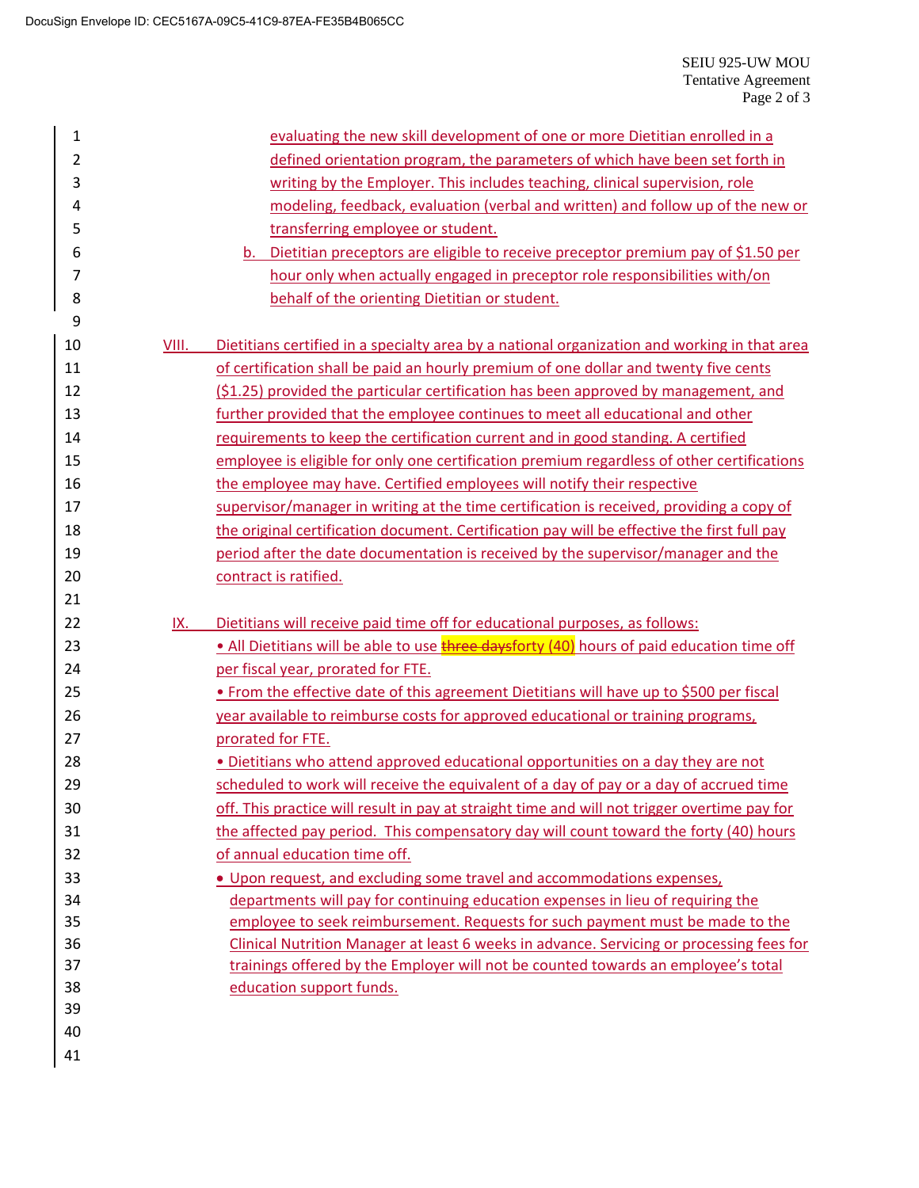evaluating the new skill development of one or more Dietitian enrolled in a defined orientation program, the parameters of which have been set forth in writing by the Employer. This includes teaching, clinical supervision, role modeling, feedback, evaluation (verbal and written) and follow up of the new or transferring employee or student.

b. Dietitian preceptors are eligible to receive preceptor premium pay of $1.50 per hour only when actually engaged in preceptor role responsibilities with/on behalf of the orienting Dietitian or student.

VIII. Dietitians certified in a specialty area by a national organization and working in that area of certification shall be paid an hourly premium of one dollar and twenty five cents ($1.25) provided the particular certification has been approved by management, and further provided that the employee continues to meet all educational and other requirements to keep the certification current and in good standing. A certified employee is eligible for only one certification premium regardless of other certifications the employee may have. Certified employees will notify their respective supervisor/manager in writing at the time certification is received, providing a copy of the original certification document. Certification pay will be effective the first full pay period after the date documentation is received by the supervisor/manager and the contract is ratified.

IX. Dietitians will receive paid time off for educational purposes, as follows:

- All Dietitians will be able to use ~~three days~~forty (40) hours of paid education time off per fiscal year, prorated for FTE.
- From the effective date of this agreement Dietitians will have up to $500 per fiscal year available to reimburse costs for approved educational or training programs, prorated for FTE.
- Dietitians who attend approved educational opportunities on a day they are not scheduled to work will receive the equivalent of a day of pay or a day of accrued time off. This practice will result in pay at straight time and will not trigger overtime pay for the affected pay period. This compensatory day will count toward the forty (40) hours of annual education time off.
- Upon request, and excluding some travel and accommodations expenses, departments will pay for continuing education expenses in lieu of requiring the employee to seek reimbursement. Requests for such payment must be made to the Clinical Nutrition Manager at least 6 weeks in advance. Servicing or processing fees for trainings offered by the Employer will not be counted towards an employee's total education support funds.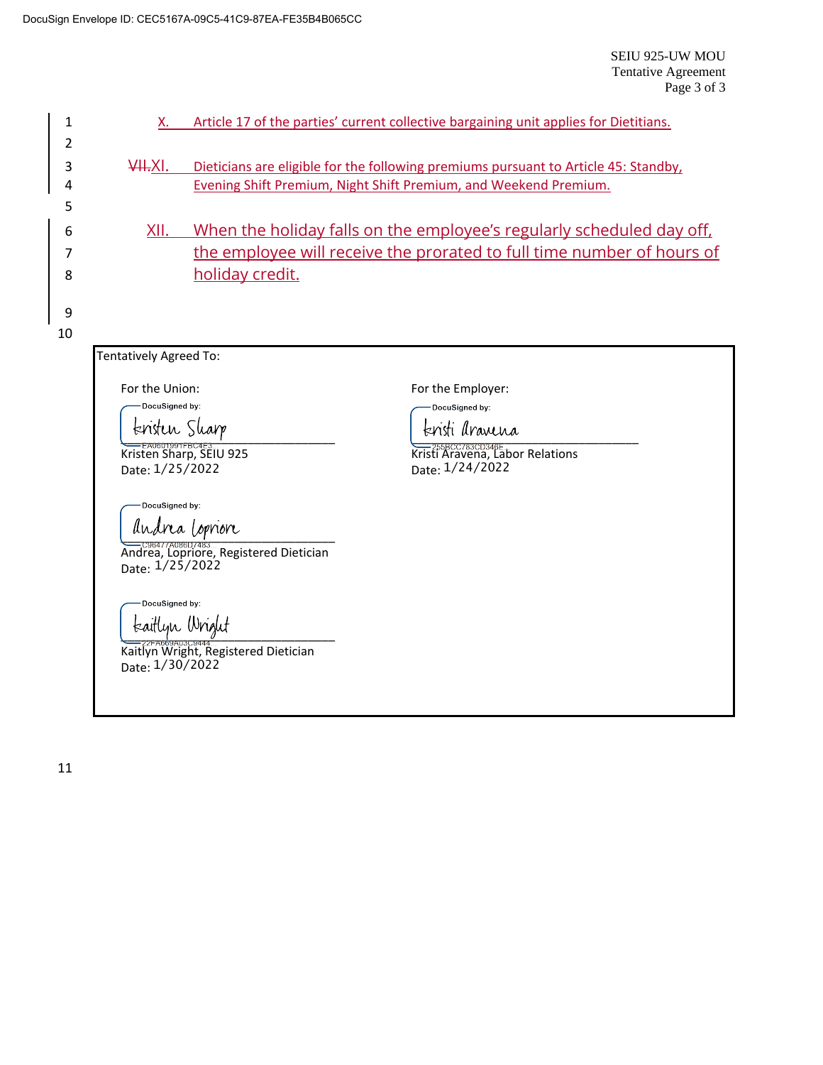X. Article 17 of the parties' current collective bargaining unit applies for Dietitians.

~~VII.~~XI. Dieticians are eligible for the following premiums pursuant to Article 45: Standby, Evening Shift Premium, Night Shift Premium, and Weekend Premium.

XII. When the holiday falls on the employee's regularly scheduled day off, the employee will receive the prorated to full time number of hours of holiday credit.

Tentatively Agreed To:

For the Union:

DocuSigned by:
Kristen Sharp
EA0601991FBC4E3
Kristen Sharp, SEIU 925
Date: 1/25/2022

DocuSigned by:
Andrea Lopriore
C96477A096D7483
Andrea, Lopriore, Registered Dietician
Date: 1/25/2022

DocuSigned by:
Kaitlyn Wright
22FA669A03C9444
Kaitlyn Wright, Registered Dietician
Date: 1/30/2022

For the Employer:

DocuSigned by:
Kristi Aravena
255BCC783CD346E
Kristi Aravena, Labor Relations
Date: 1/24/2022